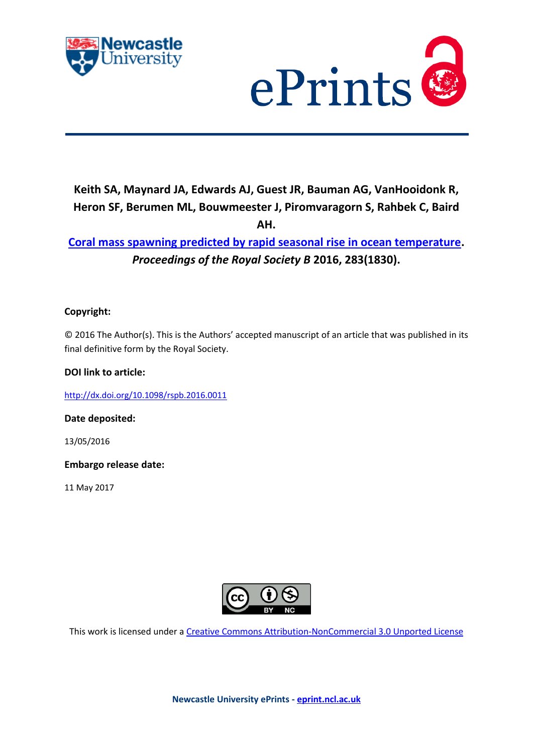**Keith SA, Maynard JA, Edwards AJ, Guest JR, Bauman AG, VanHooidonk R, Heron SF, Berumen ML, Bouwmeester J, Piromvaragorn S, Rahbek C, Baird AH.**

**[Coral mass spawning predicted by rapid seasonal rise in ocean temperature](http://dx.doi.org/10.1098/rspb.2016.0011).** ***Proceedings of the Royal Society B*** **2016, 283(1830).**

**Copyright:**

© 2016 The Author(s). This is the Authors' accepted manuscript of an article that was published in its final definitive form by the Royal Society.

**DOI link to article:**

http://dx.doi.org/10.1098/rspb.2016.0011

**Date deposited:**

13/05/2016

**Embargo release date:**

11 May 2017

This work is licensed under a Creative Commons Attribution-NonCommercial 3.0 Unported License

**Newcastle University ePrints - eprint.ncl.ac.uk**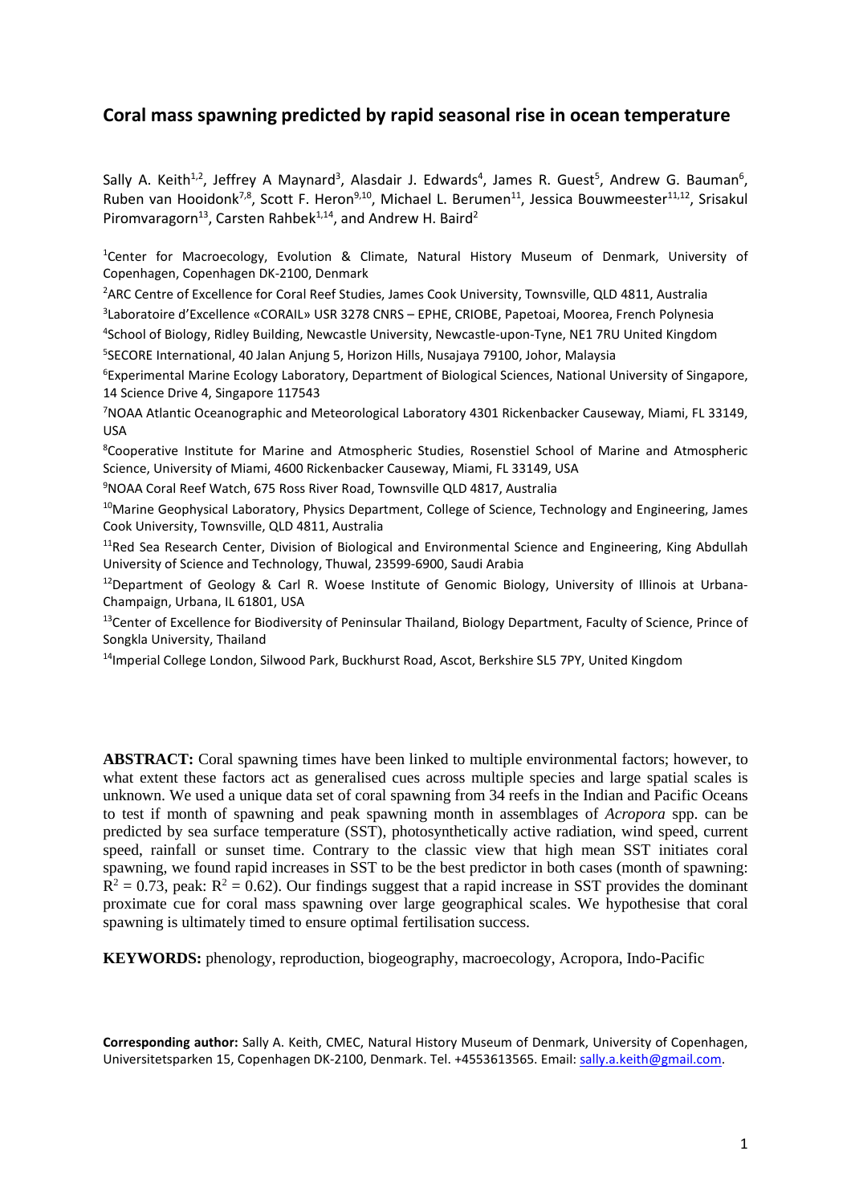# Coral mass spawning predicted by rapid seasonal rise in ocean temperature

Sally A. Keith[1,2], Jeffrey A Maynard[3], Alasdair J. Edwards[4], James R. Guest[5], Andrew G. Bauman[6], Ruben van Hooidonk[7,8], Scott F. Heron[9,10], Michael L. Berumen[11], Jessica Bouwmeester[11,12], Srisakul Piromvaragorn[13], Carsten Rahbek[1,14], and Andrew H. Baird[2]

[1]Center for Macroecology, Evolution & Climate, Natural History Museum of Denmark, University of Copenhagen, Copenhagen DK-2100, Denmark

[2]ARC Centre of Excellence for Coral Reef Studies, James Cook University, Townsville, QLD 4811, Australia

[3]Laboratoire d'Excellence «CORAIL» USR 3278 CNRS – EPHE, CRIOBE, Papetoai, Moorea, French Polynesia

[4]School of Biology, Ridley Building, Newcastle University, Newcastle-upon-Tyne, NE1 7RU United Kingdom

[5]SECORE International, 40 Jalan Anjung 5, Horizon Hills, Nusajaya 79100, Johor, Malaysia

[6]Experimental Marine Ecology Laboratory, Department of Biological Sciences, National University of Singapore, 14 Science Drive 4, Singapore 117543

[7]NOAA Atlantic Oceanographic and Meteorological Laboratory 4301 Rickenbacker Causeway, Miami, FL 33149, USA

[8]Cooperative Institute for Marine and Atmospheric Studies, Rosenstiel School of Marine and Atmospheric Science, University of Miami, 4600 Rickenbacker Causeway, Miami, FL 33149, USA

[9]NOAA Coral Reef Watch, 675 Ross River Road, Townsville QLD 4817, Australia

[10]Marine Geophysical Laboratory, Physics Department, College of Science, Technology and Engineering, James Cook University, Townsville, QLD 4811, Australia

[11]Red Sea Research Center, Division of Biological and Environmental Science and Engineering, King Abdullah University of Science and Technology, Thuwal, 23599-6900, Saudi Arabia

[12]Department of Geology & Carl R. Woese Institute of Genomic Biology, University of Illinois at Urbana-Champaign, Urbana, IL 61801, USA

[13]Center of Excellence for Biodiversity of Peninsular Thailand, Biology Department, Faculty of Science, Prince of Songkla University, Thailand

[14]Imperial College London, Silwood Park, Buckhurst Road, Ascot, Berkshire SL5 7PY, United Kingdom

**ABSTRACT:** Coral spawning times have been linked to multiple environmental factors; however, to what extent these factors act as generalised cues across multiple species and large spatial scales is unknown. We used a unique data set of coral spawning from 34 reefs in the Indian and Pacific Oceans to test if month of spawning and peak spawning month in assemblages of *Acropora* spp. can be predicted by sea surface temperature (SST), photosynthetically active radiation, wind speed, current speed, rainfall or sunset time. Contrary to the classic view that high mean SST initiates coral spawning, we found rapid increases in SST to be the best predictor in both cases (month of spawning: $R^2 = 0.73$, peak: $R^2 = 0.62$). Our findings suggest that a rapid increase in SST provides the dominant proximate cue for coral mass spawning over large geographical scales. We hypothesise that coral spawning is ultimately timed to ensure optimal fertilisation success.

**KEYWORDS:** phenology, reproduction, biogeography, macroecology, Acropora, Indo-Pacific

**Corresponding author:** Sally A. Keith, CMEC, Natural History Museum of Denmark, University of Copenhagen, Universitetsparken 15, Copenhagen DK-2100, Denmark. Tel. +4553613565. Email: sally.a.keith@gmail.com.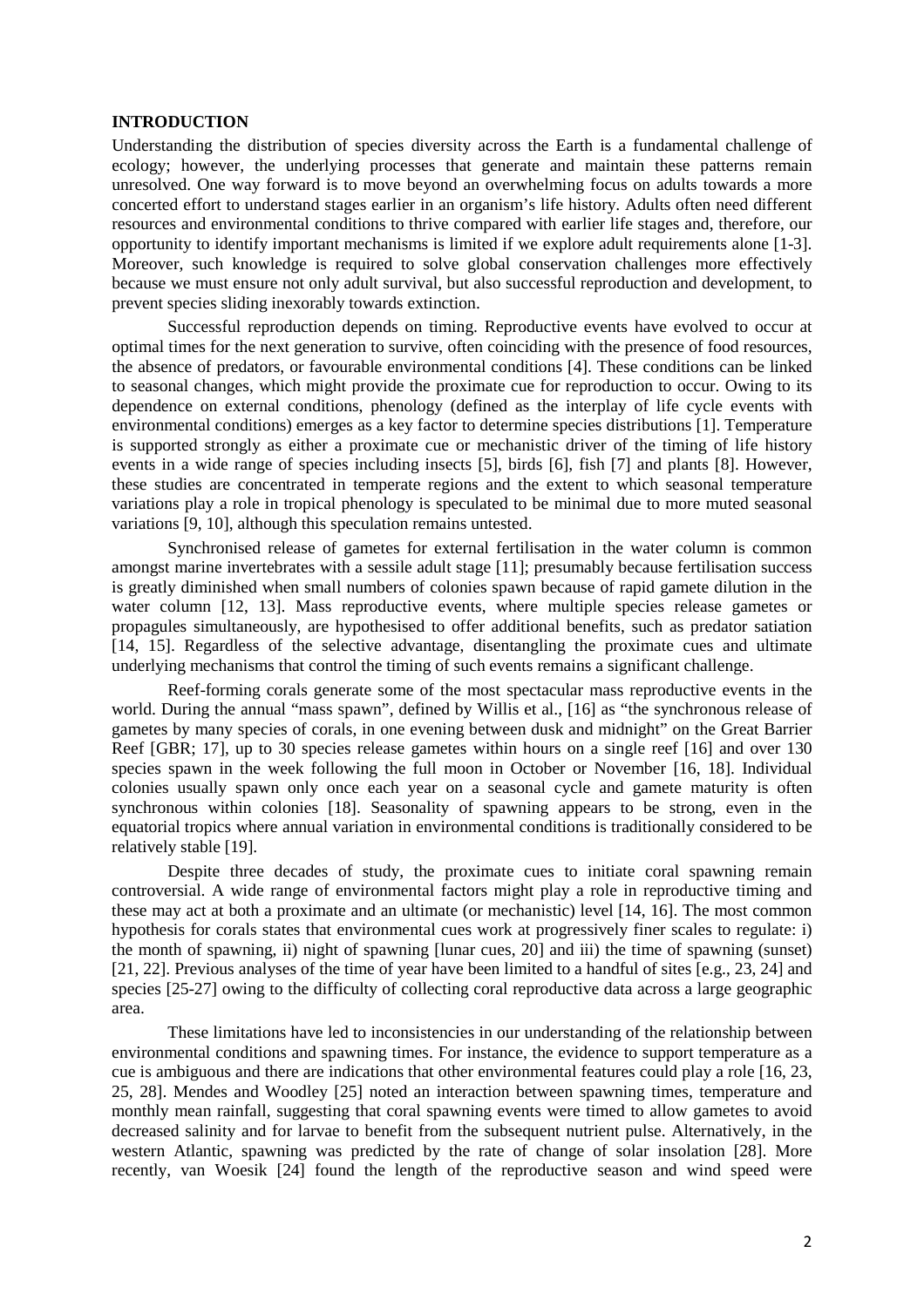## INTRODUCTION

Understanding the distribution of species diversity across the Earth is a fundamental challenge of ecology; however, the underlying processes that generate and maintain these patterns remain unresolved. One way forward is to move beyond an overwhelming focus on adults towards a more concerted effort to understand stages earlier in an organism's life history. Adults often need different resources and environmental conditions to thrive compared with earlier life stages and, therefore, our opportunity to identify important mechanisms is limited if we explore adult requirements alone [1-3]. Moreover, such knowledge is required to solve global conservation challenges more effectively because we must ensure not only adult survival, but also successful reproduction and development, to prevent species sliding inexorably towards extinction.

Successful reproduction depends on timing. Reproductive events have evolved to occur at optimal times for the next generation to survive, often coinciding with the presence of food resources, the absence of predators, or favourable environmental conditions [4]. These conditions can be linked to seasonal changes, which might provide the proximate cue for reproduction to occur. Owing to its dependence on external conditions, phenology (defined as the interplay of life cycle events with environmental conditions) emerges as a key factor to determine species distributions [1]. Temperature is supported strongly as either a proximate cue or mechanistic driver of the timing of life history events in a wide range of species including insects [5], birds [6], fish [7] and plants [8]. However, these studies are concentrated in temperate regions and the extent to which seasonal temperature variations play a role in tropical phenology is speculated to be minimal due to more muted seasonal variations [9, 10], although this speculation remains untested.

Synchronised release of gametes for external fertilisation in the water column is common amongst marine invertebrates with a sessile adult stage [11]; presumably because fertilisation success is greatly diminished when small numbers of colonies spawn because of rapid gamete dilution in the water column [12, 13]. Mass reproductive events, where multiple species release gametes or propagules simultaneously, are hypothesised to offer additional benefits, such as predator satiation [14, 15]. Regardless of the selective advantage, disentangling the proximate cues and ultimate underlying mechanisms that control the timing of such events remains a significant challenge.

Reef-forming corals generate some of the most spectacular mass reproductive events in the world. During the annual "mass spawn", defined by Willis et al., [16] as "the synchronous release of gametes by many species of corals, in one evening between dusk and midnight" on the Great Barrier Reef [GBR; 17], up to 30 species release gametes within hours on a single reef [16] and over 130 species spawn in the week following the full moon in October or November [16, 18]. Individual colonies usually spawn only once each year on a seasonal cycle and gamete maturity is often synchronous within colonies [18]. Seasonality of spawning appears to be strong, even in the equatorial tropics where annual variation in environmental conditions is traditionally considered to be relatively stable [19].

Despite three decades of study, the proximate cues to initiate coral spawning remain controversial. A wide range of environmental factors might play a role in reproductive timing and these may act at both a proximate and an ultimate (or mechanistic) level [14, 16]. The most common hypothesis for corals states that environmental cues work at progressively finer scales to regulate: i) the month of spawning, ii) night of spawning [lunar cues, 20] and iii) the time of spawning (sunset) [21, 22]. Previous analyses of the time of year have been limited to a handful of sites [e.g., 23, 24] and species [25-27] owing to the difficulty of collecting coral reproductive data across a large geographic area.

These limitations have led to inconsistencies in our understanding of the relationship between environmental conditions and spawning times. For instance, the evidence to support temperature as a cue is ambiguous and there are indications that other environmental features could play a role [16, 23, 25, 28]. Mendes and Woodley [25] noted an interaction between spawning times, temperature and monthly mean rainfall, suggesting that coral spawning events were timed to allow gametes to avoid decreased salinity and for larvae to benefit from the subsequent nutrient pulse. Alternatively, in the western Atlantic, spawning was predicted by the rate of change of solar insolation [28]. More recently, van Woesik [24] found the length of the reproductive season and wind speed were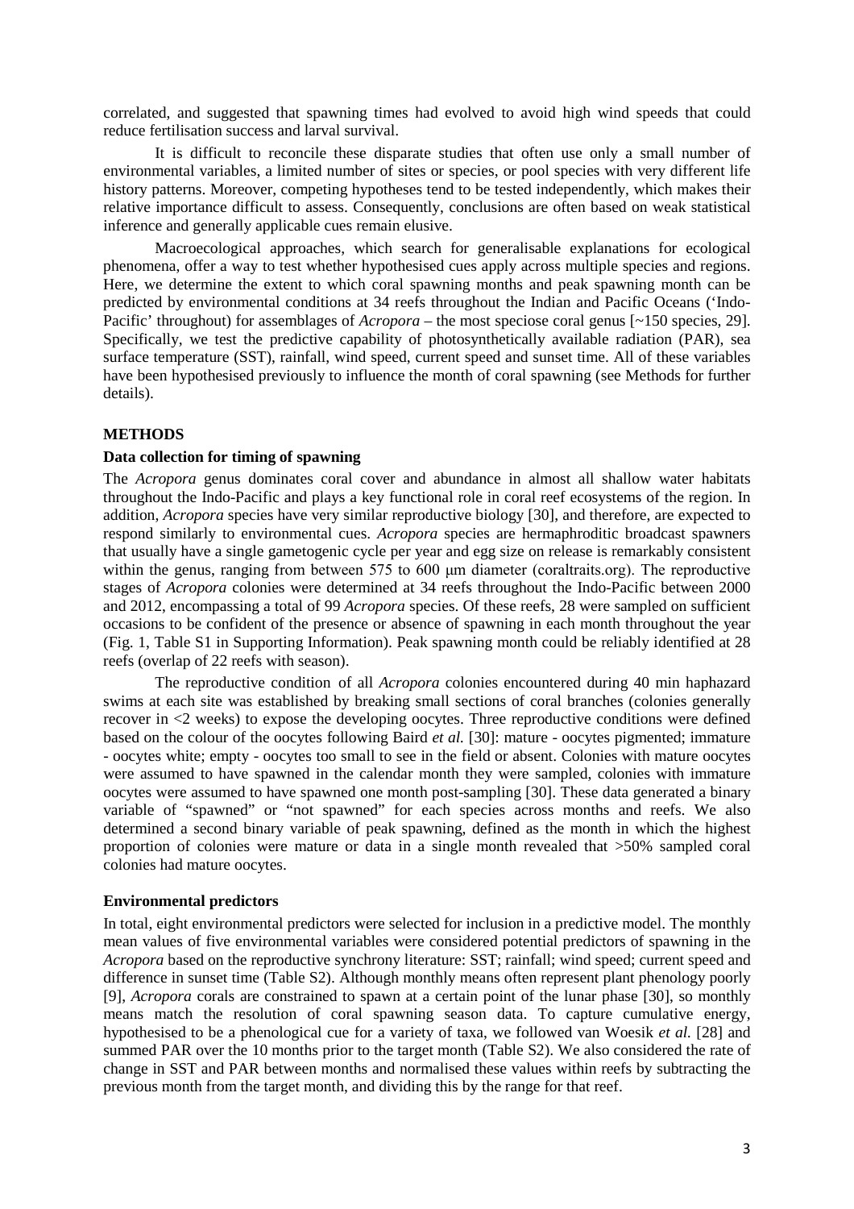correlated, and suggested that spawning times had evolved to avoid high wind speeds that could reduce fertilisation success and larval survival.

It is difficult to reconcile these disparate studies that often use only a small number of environmental variables, a limited number of sites or species, or pool species with very different life history patterns. Moreover, competing hypotheses tend to be tested independently, which makes their relative importance difficult to assess. Consequently, conclusions are often based on weak statistical inference and generally applicable cues remain elusive.

Macroecological approaches, which search for generalisable explanations for ecological phenomena, offer a way to test whether hypothesised cues apply across multiple species and regions. Here, we determine the extent to which coral spawning months and peak spawning month can be predicted by environmental conditions at 34 reefs throughout the Indian and Pacific Oceans ('Indo-Pacific' throughout) for assemblages of *Acropora* – the most speciose coral genus [~150 species, 29]. Specifically, we test the predictive capability of photosynthetically available radiation (PAR), sea surface temperature (SST), rainfall, wind speed, current speed and sunset time. All of these variables have been hypothesised previously to influence the month of coral spawning (see Methods for further details).

## METHODS

### Data collection for timing of spawning

The *Acropora* genus dominates coral cover and abundance in almost all shallow water habitats throughout the Indo-Pacific and plays a key functional role in coral reef ecosystems of the region. In addition, *Acropora* species have very similar reproductive biology [30], and therefore, are expected to respond similarly to environmental cues. *Acropora* species are hermaphroditic broadcast spawners that usually have a single gametogenic cycle per year and egg size on release is remarkably consistent within the genus, ranging from between 575 to 600 μm diameter (coraltraits.org). The reproductive stages of *Acropora* colonies were determined at 34 reefs throughout the Indo-Pacific between 2000 and 2012, encompassing a total of 99 *Acropora* species. Of these reefs, 28 were sampled on sufficient occasions to be confident of the presence or absence of spawning in each month throughout the year (Fig. 1, Table S1 in Supporting Information). Peak spawning month could be reliably identified at 28 reefs (overlap of 22 reefs with season).

The reproductive condition of all *Acropora* colonies encountered during 40 min haphazard swims at each site was established by breaking small sections of coral branches (colonies generally recover in <2 weeks) to expose the developing oocytes. Three reproductive conditions were defined based on the colour of the oocytes following Baird *et al.* [30]: mature - oocytes pigmented; immature - oocytes white; empty - oocytes too small to see in the field or absent. Colonies with mature oocytes were assumed to have spawned in the calendar month they were sampled, colonies with immature oocytes were assumed to have spawned one month post-sampling [30]. These data generated a binary variable of "spawned" or "not spawned" for each species across months and reefs. We also determined a second binary variable of peak spawning, defined as the month in which the highest proportion of colonies were mature or data in a single month revealed that >50% sampled coral colonies had mature oocytes.

### Environmental predictors

In total, eight environmental predictors were selected for inclusion in a predictive model. The monthly mean values of five environmental variables were considered potential predictors of spawning in the *Acropora* based on the reproductive synchrony literature: SST; rainfall; wind speed; current speed and difference in sunset time (Table S2). Although monthly means often represent plant phenology poorly [9], *Acropora* corals are constrained to spawn at a certain point of the lunar phase [30], so monthly means match the resolution of coral spawning season data. To capture cumulative energy, hypothesised to be a phenological cue for a variety of taxa, we followed van Woesik *et al.* [28] and summed PAR over the 10 months prior to the target month (Table S2). We also considered the rate of change in SST and PAR between months and normalised these values within reefs by subtracting the previous month from the target month, and dividing this by the range for that reef.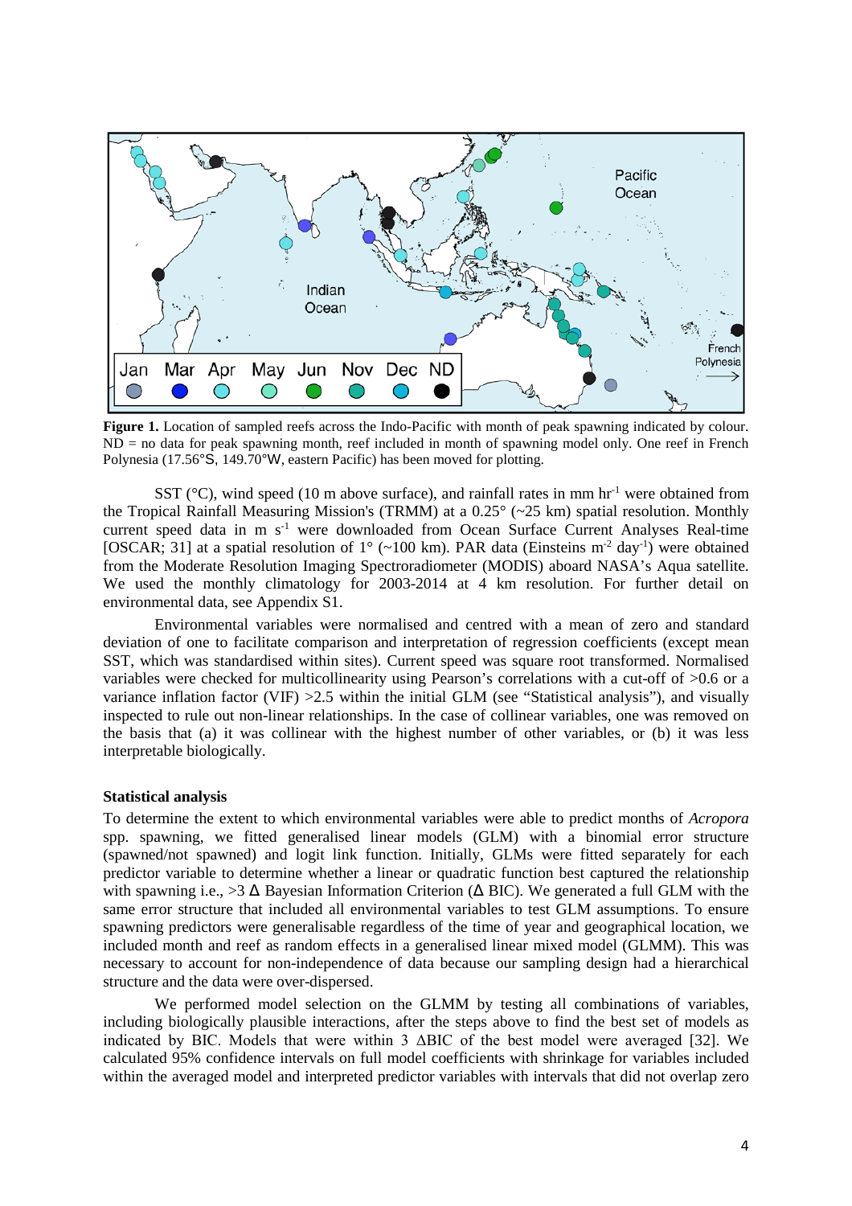**Figure 1.** Location of sampled reefs across the Indo-Pacific with month of peak spawning indicated by colour. ND = no data for peak spawning month, reef included in month of spawning model only. One reef in French Polynesia (17.56°S, 149.70°W, eastern Pacific) has been moved for plotting.

SST (°C), wind speed (10 m above surface), and rainfall rates in mm hr$^{-1}$ were obtained from the Tropical Rainfall Measuring Mission's (TRMM) at a 0.25° (~25 km) spatial resolution. Monthly current speed data in m s$^{-1}$ were downloaded from Ocean Surface Current Analyses Real-time [OSCAR; 31] at a spatial resolution of 1° (~100 km). PAR data (Einsteins m$^{-2}$ day$^{-1}$) were obtained from the Moderate Resolution Imaging Spectroradiometer (MODIS) aboard NASA's Aqua satellite. We used the monthly climatology for 2003-2014 at 4 km resolution. For further detail on environmental data, see Appendix S1.

Environmental variables were normalised and centred with a mean of zero and standard deviation of one to facilitate comparison and interpretation of regression coefficients (except mean SST, which was standardised within sites). Current speed was square root transformed. Normalised variables were checked for multicollinearity using Pearson's correlations with a cut-off of >0.6 or a variance inflation factor (VIF) >2.5 within the initial GLM (see "Statistical analysis"), and visually inspected to rule out non-linear relationships. In the case of collinear variables, one was removed on the basis that (a) it was collinear with the highest number of other variables, or (b) it was less interpretable biologically.

### Statistical analysis

To determine the extent to which environmental variables were able to predict months of *Acropora* spp. spawning, we fitted generalised linear models (GLM) with a binomial error structure (spawned/not spawned) and logit link function. Initially, GLMs were fitted separately for each predictor variable to determine whether a linear or quadratic function best captured the relationship with spawning i.e., >3 Δ Bayesian Information Criterion (Δ BIC). We generated a full GLM with the same error structure that included all environmental variables to test GLM assumptions. To ensure spawning predictors were generalisable regardless of the time of year and geographical location, we included month and reef as random effects in a generalised linear mixed model (GLMM). This was necessary to account for non-independence of data because our sampling design had a hierarchical structure and the data were over-dispersed.

We performed model selection on the GLMM by testing all combinations of variables, including biologically plausible interactions, after the steps above to find the best set of models as indicated by BIC. Models that were within 3 ΔBIC of the best model were averaged [32]. We calculated 95% confidence intervals on full model coefficients with shrinkage for variables included within the averaged model and interpreted predictor variables with intervals that did not overlap zero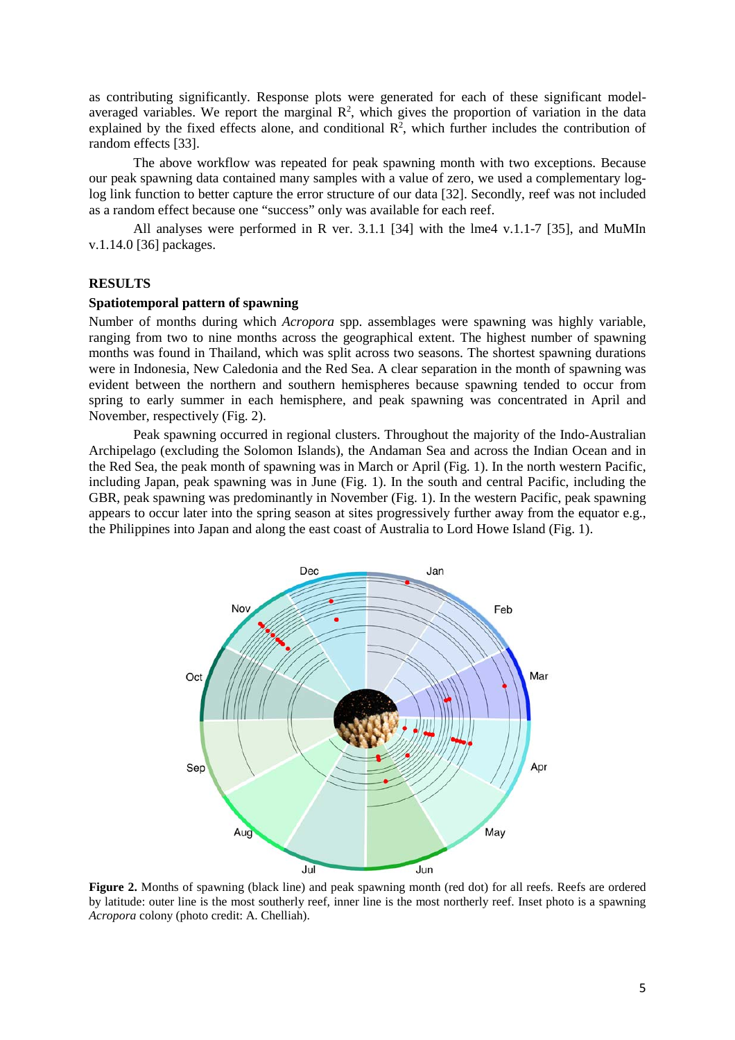as contributing significantly. Response plots were generated for each of these significant model-averaged variables. We report the marginal $R^2$, which gives the proportion of variation in the data explained by the fixed effects alone, and conditional $R^2$, which further includes the contribution of random effects [33].

The above workflow was repeated for peak spawning month with two exceptions. Because our peak spawning data contained many samples with a value of zero, we used a complementary log-log link function to better capture the error structure of our data [32]. Secondly, reef was not included as a random effect because one "success" only was available for each reef.

All analyses were performed in R ver. 3.1.1 [34] with the lme4 v.1.1-7 [35], and MuMIn v.1.14.0 [36] packages.

## RESULTS

### Spatiotemporal pattern of spawning

Number of months during which *Acropora* spp. assemblages were spawning was highly variable, ranging from two to nine months across the geographical extent. The highest number of spawning months was found in Thailand, which was split across two seasons. The shortest spawning durations were in Indonesia, New Caledonia and the Red Sea. A clear separation in the month of spawning was evident between the northern and southern hemispheres because spawning tended to occur from spring to early summer in each hemisphere, and peak spawning was concentrated in April and November, respectively (Fig. 2).

Peak spawning occurred in regional clusters. Throughout the majority of the Indo-Australian Archipelago (excluding the Solomon Islands), the Andaman Sea and across the Indian Ocean and in the Red Sea, the peak month of spawning was in March or April (Fig. 1). In the north western Pacific, including Japan, peak spawning was in June (Fig. 1). In the south and central Pacific, including the GBR, peak spawning was predominantly in November (Fig. 1). In the western Pacific, peak spawning appears to occur later into the spring season at sites progressively further away from the equator e.g., the Philippines into Japan and along the east coast of Australia to Lord Howe Island (Fig. 1).

**Figure 2.** Months of spawning (black line) and peak spawning month (red dot) for all reefs. Reefs are ordered by latitude: outer line is the most southerly reef, inner line is the most northerly reef. Inset photo is a spawning *Acropora* colony (photo credit: A. Chelliah).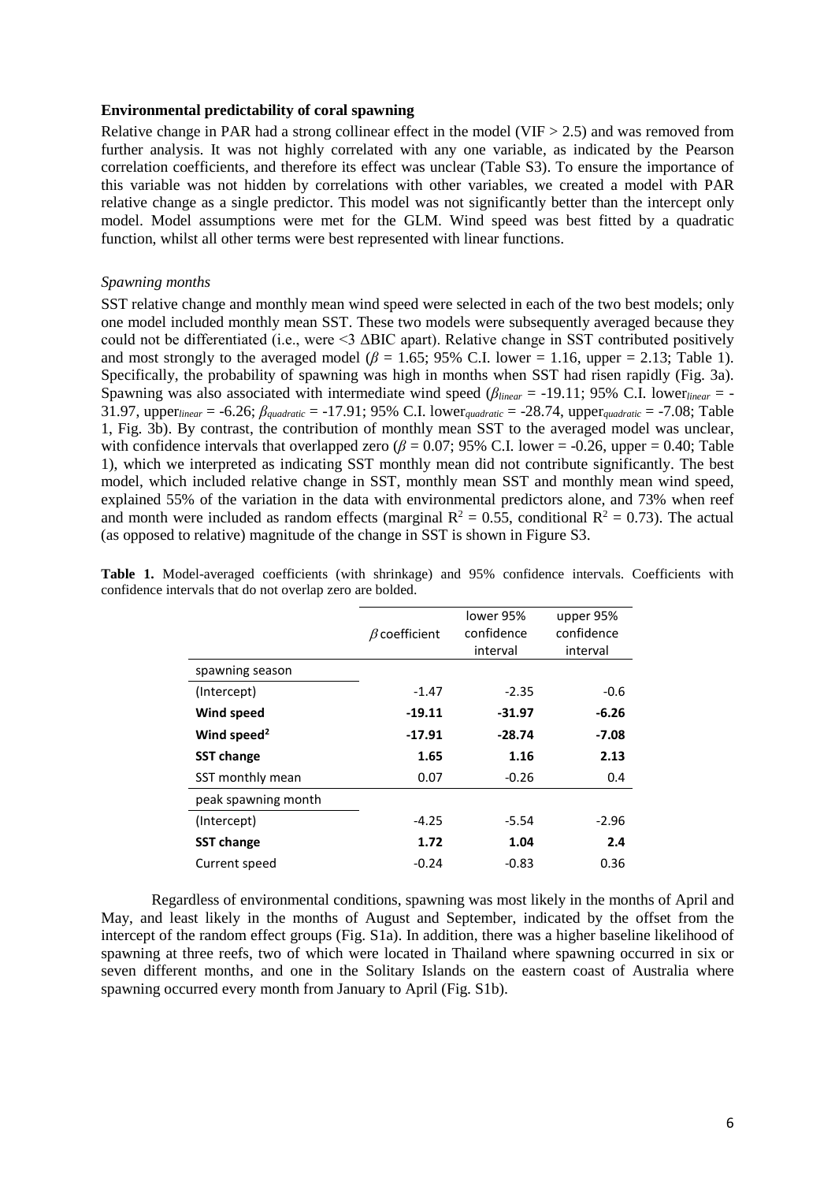**Environmental predictability of coral spawning**

Relative change in PAR had a strong collinear effect in the model (VIF > 2.5) and was removed from further analysis. It was not highly correlated with any one variable, as indicated by the Pearson correlation coefficients, and therefore its effect was unclear (Table S3). To ensure the importance of this variable was not hidden by correlations with other variables, we created a model with PAR relative change as a single predictor. This model was not significantly better than the intercept only model. Model assumptions were met for the GLM. Wind speed was best fitted by a quadratic function, whilst all other terms were best represented with linear functions.

*Spawning months*

SST relative change and monthly mean wind speed were selected in each of the two best models; only one model included monthly mean SST. These two models were subsequently averaged because they could not be differentiated (i.e., were <3 ΔBIC apart). Relative change in SST contributed positively and most strongly to the averaged model ($\beta$ = 1.65; 95% C.I. lower = 1.16, upper = 2.13; Table 1). Specifically, the probability of spawning was high in months when SST had risen rapidly (Fig. 3a). Spawning was also associated with intermediate wind speed ($\beta_{linear}$ = -19.11; 95% C.I. $lower_{linear}$ = -31.97, $upper_{linear}$ = -6.26; $\beta_{quadratic}$ = -17.91; 95% C.I. $lower_{quadratic}$ = -28.74, $upper_{quadratic}$ = -7.08; Table 1, Fig. 3b). By contrast, the contribution of monthly mean SST to the averaged model was unclear, with confidence intervals that overlapped zero ($\beta$ = 0.07; 95% C.I. lower = -0.26, upper = 0.40; Table 1), which we interpreted as indicating SST monthly mean did not contribute significantly. The best model, which included relative change in SST, monthly mean SST and monthly mean wind speed, explained 55% of the variation in the data with environmental predictors alone, and 73% when reef and month were included as random effects (marginal $R^2$ = 0.55, conditional $R^2$ = 0.73). The actual (as opposed to relative) magnitude of the change in SST is shown in Figure S3.

**Table 1.** Model-averaged coefficients (with shrinkage) and 95% confidence intervals. Coefficients with confidence intervals that do not overlap zero are bolded.

| | $\beta$ coefficient | lower 95% confidence interval | upper 95% confidence interval |
|---|---|---|---|
| spawning season | | | |
| (Intercept) | -1.47 | -2.35 | -0.6 |
| **Wind speed** | **-19.11** | **-31.97** | **-6.26** |
| **Wind speed$^2$** | **-17.91** | **-28.74** | **-7.08** |
| **SST change** | **1.65** | **1.16** | **2.13** |
| SST monthly mean | 0.07 | -0.26 | 0.4 |
| peak spawning month | | | |
| (Intercept) | -4.25 | -5.54 | -2.96 |
| **SST change** | **1.72** | **1.04** | **2.4** |
| Current speed | -0.24 | -0.83 | 0.36 |

Regardless of environmental conditions, spawning was most likely in the months of April and May, and least likely in the months of August and September, indicated by the offset from the intercept of the random effect groups (Fig. S1a). In addition, there was a higher baseline likelihood of spawning at three reefs, two of which were located in Thailand where spawning occurred in six or seven different months, and one in the Solitary Islands on the eastern coast of Australia where spawning occurred every month from January to April (Fig. S1b).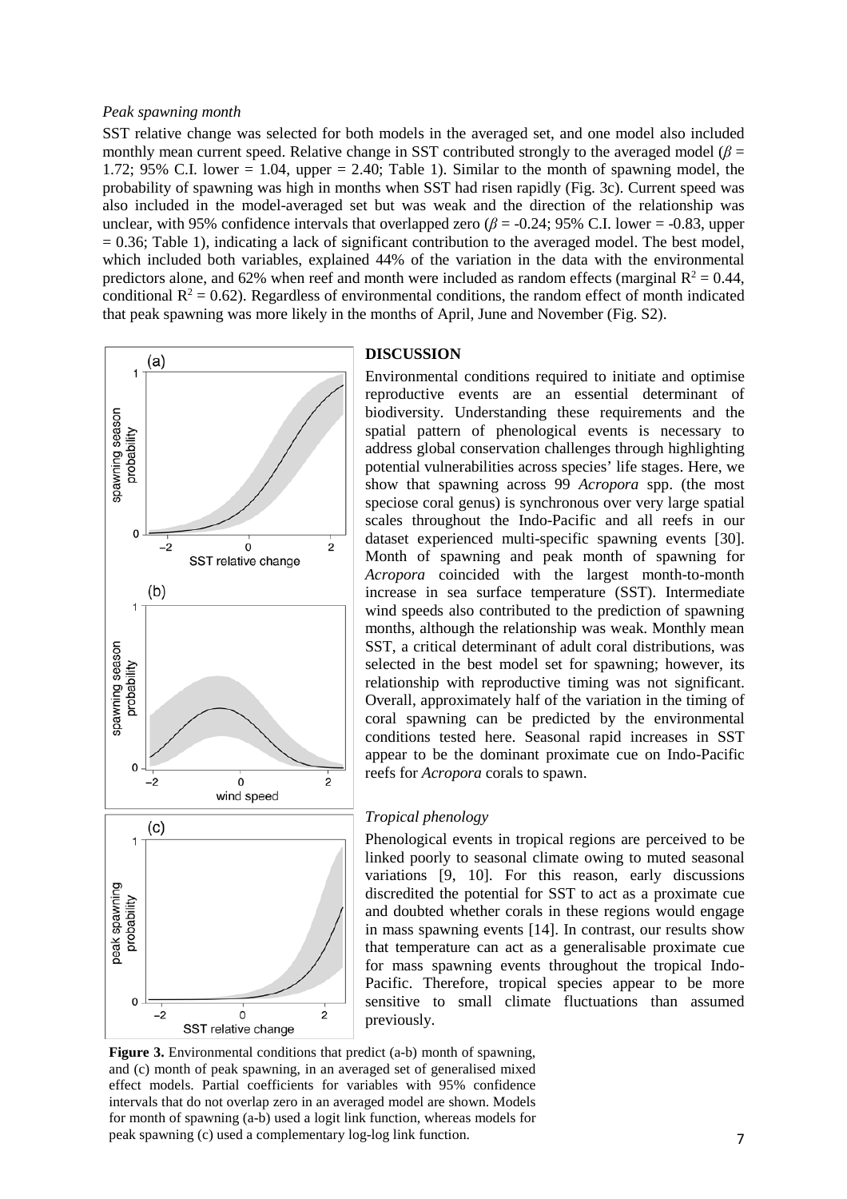*Peak spawning month*

SST relative change was selected for both models in the averaged set, and one model also included monthly mean current speed. Relative change in SST contributed strongly to the averaged model ($\beta$ = 1.72; 95% C.I. lower = 1.04, upper = 2.40; Table 1). Similar to the month of spawning model, the probability of spawning was high in months when SST had risen rapidly (Fig. 3c). Current speed was also included in the model-averaged set but was weak and the direction of the relationship was unclear, with 95% confidence intervals that overlapped zero ($\beta$ = -0.24; 95% C.I. lower = -0.83, upper = 0.36; Table 1), indicating a lack of significant contribution to the averaged model. The best model, which included both variables, explained 44% of the variation in the data with the environmental predictors alone, and 62% when reef and month were included as random effects (marginal $R^2$ = 0.44, conditional $R^2$ = 0.62). Regardless of environmental conditions, the random effect of month indicated that peak spawning was more likely in the months of April, June and November (Fig. S2).

**Figure 3.** Environmental conditions that predict (a-b) month of spawning, and (c) month of peak spawning, in an averaged set of generalised mixed effect models. Partial coefficients for variables with 95% confidence intervals that do not overlap zero in an averaged model are shown. Models for month of spawning (a-b) used a logit link function, whereas models for peak spawning (c) used a complementary log-log link function.

## DISCUSSION

Environmental conditions required to initiate and optimise reproductive events are an essential determinant of biodiversity. Understanding these requirements and the spatial pattern of phenological events is necessary to address global conservation challenges through highlighting potential vulnerabilities across species' life stages. Here, we show that spawning across 99 *Acropora* spp. (the most speciose coral genus) is synchronous over very large spatial scales throughout the Indo-Pacific and all reefs in our dataset experienced multi-specific spawning events [30]. Month of spawning and peak month of spawning for *Acropora* coincided with the largest month-to-month increase in sea surface temperature (SST). Intermediate wind speeds also contributed to the prediction of spawning months, although the relationship was weak. Monthly mean SST, a critical determinant of adult coral distributions, was selected in the best model set for spawning; however, its relationship with reproductive timing was not significant. Overall, approximately half of the variation in the timing of coral spawning can be predicted by the environmental conditions tested here. Seasonal rapid increases in SST appear to be the dominant proximate cue on Indo-Pacific reefs for *Acropora* corals to spawn.

### *Tropical phenology*

Phenological events in tropical regions are perceived to be linked poorly to seasonal climate owing to muted seasonal variations [9, 10]. For this reason, early discussions discredited the potential for SST to act as a proximate cue and doubted whether corals in these regions would engage in mass spawning events [14]. In contrast, our results show that temperature can act as a generalisable proximate cue for mass spawning events throughout the tropical Indo-Pacific. Therefore, tropical species appear to be more sensitive to small climate fluctuations than assumed previously.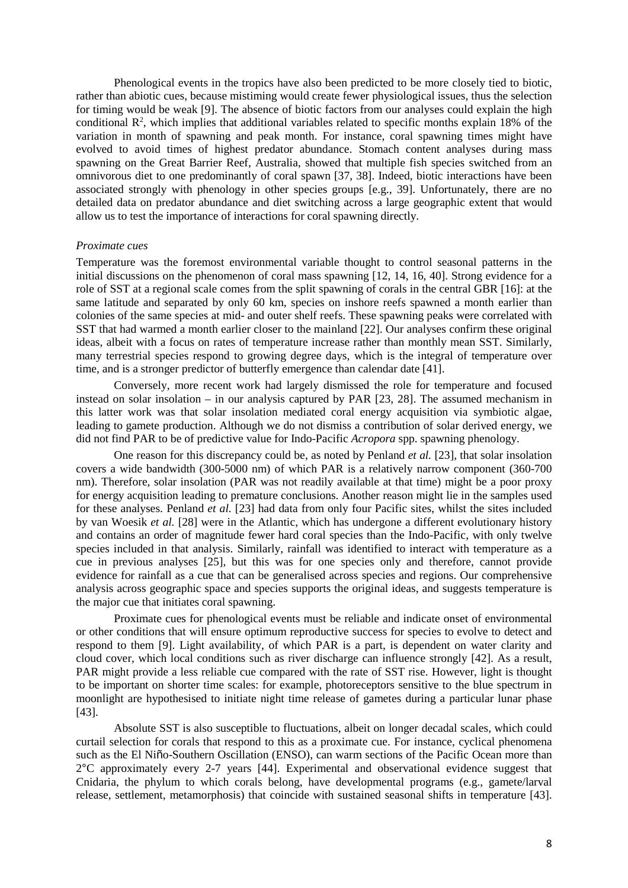Phenological events in the tropics have also been predicted to be more closely tied to biotic, rather than abiotic cues, because mistiming would create fewer physiological issues, thus the selection for timing would be weak [9]. The absence of biotic factors from our analyses could explain the high conditional $R^2$, which implies that additional variables related to specific months explain 18% of the variation in month of spawning and peak month. For instance, coral spawning times might have evolved to avoid times of highest predator abundance. Stomach content analyses during mass spawning on the Great Barrier Reef, Australia, showed that multiple fish species switched from an omnivorous diet to one predominantly of coral spawn [37, 38]. Indeed, biotic interactions have been associated strongly with phenology in other species groups [e.g., 39]. Unfortunately, there are no detailed data on predator abundance and diet switching across a large geographic extent that would allow us to test the importance of interactions for coral spawning directly.

*Proximate cues*

Temperature was the foremost environmental variable thought to control seasonal patterns in the initial discussions on the phenomenon of coral mass spawning [12, 14, 16, 40]. Strong evidence for a role of SST at a regional scale comes from the split spawning of corals in the central GBR [16]: at the same latitude and separated by only 60 km, species on inshore reefs spawned a month earlier than colonies of the same species at mid- and outer shelf reefs. These spawning peaks were correlated with SST that had warmed a month earlier closer to the mainland [22]. Our analyses confirm these original ideas, albeit with a focus on rates of temperature increase rather than monthly mean SST. Similarly, many terrestrial species respond to growing degree days, which is the integral of temperature over time, and is a stronger predictor of butterfly emergence than calendar date [41].

Conversely, more recent work had largely dismissed the role for temperature and focused instead on solar insolation – in our analysis captured by PAR [23, 28]. The assumed mechanism in this latter work was that solar insolation mediated coral energy acquisition via symbiotic algae, leading to gamete production. Although we do not dismiss a contribution of solar derived energy, we did not find PAR to be of predictive value for Indo-Pacific *Acropora* spp. spawning phenology.

One reason for this discrepancy could be, as noted by Penland *et al.* [23], that solar insolation covers a wide bandwidth (300-5000 nm) of which PAR is a relatively narrow component (360-700 nm). Therefore, solar insolation (PAR was not readily available at that time) might be a poor proxy for energy acquisition leading to premature conclusions. Another reason might lie in the samples used for these analyses. Penland *et al.* [23] had data from only four Pacific sites, whilst the sites included by van Woesik *et al.* [28] were in the Atlantic, which has undergone a different evolutionary history and contains an order of magnitude fewer hard coral species than the Indo-Pacific, with only twelve species included in that analysis. Similarly, rainfall was identified to interact with temperature as a cue in previous analyses [25], but this was for one species only and therefore, cannot provide evidence for rainfall as a cue that can be generalised across species and regions. Our comprehensive analysis across geographic space and species supports the original ideas, and suggests temperature is the major cue that initiates coral spawning.

Proximate cues for phenological events must be reliable and indicate onset of environmental or other conditions that will ensure optimum reproductive success for species to evolve to detect and respond to them [9]. Light availability, of which PAR is a part, is dependent on water clarity and cloud cover, which local conditions such as river discharge can influence strongly [42]. As a result, PAR might provide a less reliable cue compared with the rate of SST rise. However, light is thought to be important on shorter time scales: for example, photoreceptors sensitive to the blue spectrum in moonlight are hypothesised to initiate night time release of gametes during a particular lunar phase [43].

Absolute SST is also susceptible to fluctuations, albeit on longer decadal scales, which could curtail selection for corals that respond to this as a proximate cue. For instance, cyclical phenomena such as the El Niño-Southern Oscillation (ENSO), can warm sections of the Pacific Ocean more than 2°C approximately every 2-7 years [44]. Experimental and observational evidence suggest that Cnidaria, the phylum to which corals belong, have developmental programs (e.g., gamete/larval release, settlement, metamorphosis) that coincide with sustained seasonal shifts in temperature [43].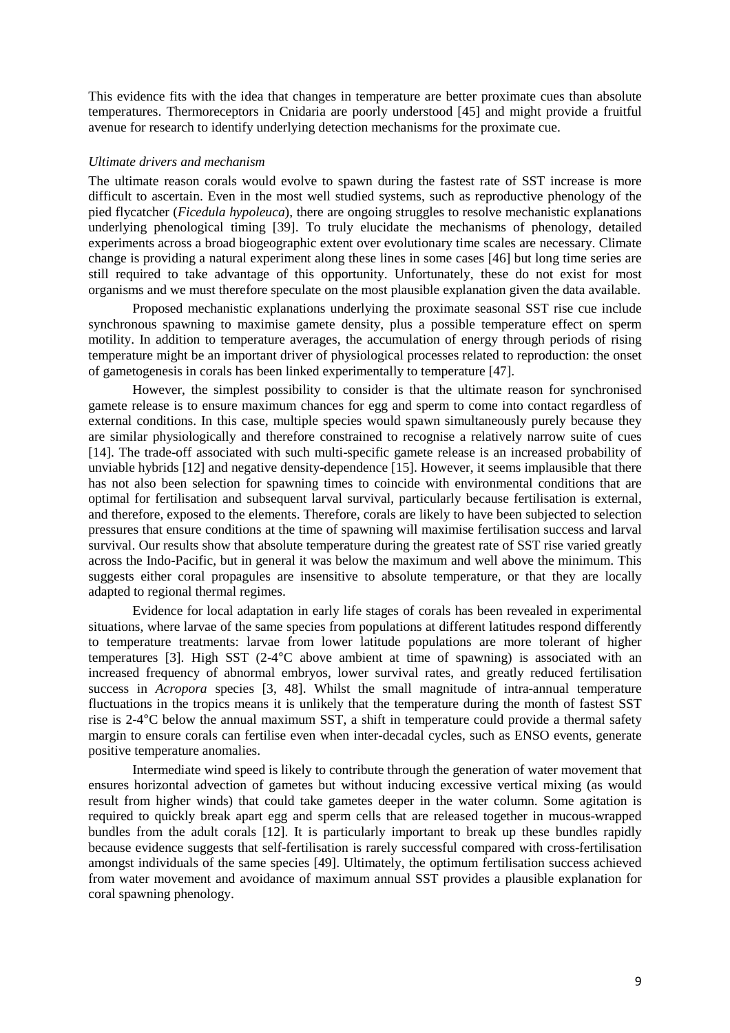This evidence fits with the idea that changes in temperature are better proximate cues than absolute temperatures. Thermoreceptors in Cnidaria are poorly understood [45] and might provide a fruitful avenue for research to identify underlying detection mechanisms for the proximate cue.

### *Ultimate drivers and mechanism*

The ultimate reason corals would evolve to spawn during the fastest rate of SST increase is more difficult to ascertain. Even in the most well studied systems, such as reproductive phenology of the pied flycatcher (*Ficedula hypoleuca*), there are ongoing struggles to resolve mechanistic explanations underlying phenological timing [39]. To truly elucidate the mechanisms of phenology, detailed experiments across a broad biogeographic extent over evolutionary time scales are necessary. Climate change is providing a natural experiment along these lines in some cases [46] but long time series are still required to take advantage of this opportunity. Unfortunately, these do not exist for most organisms and we must therefore speculate on the most plausible explanation given the data available.

Proposed mechanistic explanations underlying the proximate seasonal SST rise cue include synchronous spawning to maximise gamete density, plus a possible temperature effect on sperm motility. In addition to temperature averages, the accumulation of energy through periods of rising temperature might be an important driver of physiological processes related to reproduction: the onset of gametogenesis in corals has been linked experimentally to temperature [47].

However, the simplest possibility to consider is that the ultimate reason for synchronised gamete release is to ensure maximum chances for egg and sperm to come into contact regardless of external conditions. In this case, multiple species would spawn simultaneously purely because they are similar physiologically and therefore constrained to recognise a relatively narrow suite of cues [14]. The trade-off associated with such multi-specific gamete release is an increased probability of unviable hybrids [12] and negative density-dependence [15]. However, it seems implausible that there has not also been selection for spawning times to coincide with environmental conditions that are optimal for fertilisation and subsequent larval survival, particularly because fertilisation is external, and therefore, exposed to the elements. Therefore, corals are likely to have been subjected to selection pressures that ensure conditions at the time of spawning will maximise fertilisation success and larval survival. Our results show that absolute temperature during the greatest rate of SST rise varied greatly across the Indo-Pacific, but in general it was below the maximum and well above the minimum. This suggests either coral propagules are insensitive to absolute temperature, or that they are locally adapted to regional thermal regimes.

Evidence for local adaptation in early life stages of corals has been revealed in experimental situations, where larvae of the same species from populations at different latitudes respond differently to temperature treatments: larvae from lower latitude populations are more tolerant of higher temperatures [3]. High SST (2-4°C above ambient at time of spawning) is associated with an increased frequency of abnormal embryos, lower survival rates, and greatly reduced fertilisation success in *Acropora* species [3, 48]. Whilst the small magnitude of intra-annual temperature fluctuations in the tropics means it is unlikely that the temperature during the month of fastest SST rise is 2-4°C below the annual maximum SST, a shift in temperature could provide a thermal safety margin to ensure corals can fertilise even when inter-decadal cycles, such as ENSO events, generate positive temperature anomalies.

Intermediate wind speed is likely to contribute through the generation of water movement that ensures horizontal advection of gametes but without inducing excessive vertical mixing (as would result from higher winds) that could take gametes deeper in the water column. Some agitation is required to quickly break apart egg and sperm cells that are released together in mucous-wrapped bundles from the adult corals [12]. It is particularly important to break up these bundles rapidly because evidence suggests that self-fertilisation is rarely successful compared with cross-fertilisation amongst individuals of the same species [49]. Ultimately, the optimum fertilisation success achieved from water movement and avoidance of maximum annual SST provides a plausible explanation for coral spawning phenology.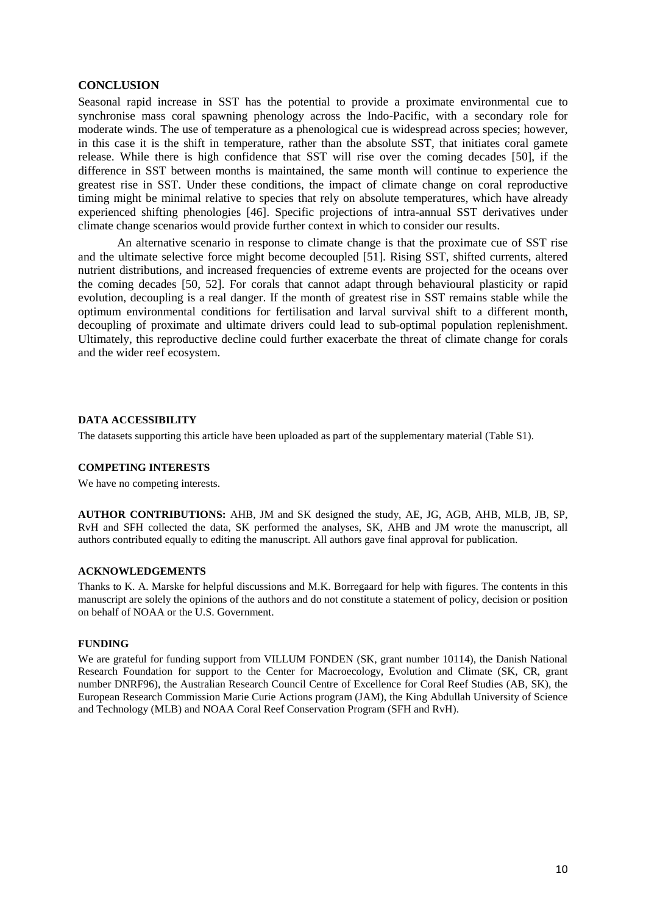## CONCLUSION

Seasonal rapid increase in SST has the potential to provide a proximate environmental cue to synchronise mass coral spawning phenology across the Indo-Pacific, with a secondary role for moderate winds. The use of temperature as a phenological cue is widespread across species; however, in this case it is the shift in temperature, rather than the absolute SST, that initiates coral gamete release. While there is high confidence that SST will rise over the coming decades [50], if the difference in SST between months is maintained, the same month will continue to experience the greatest rise in SST. Under these conditions, the impact of climate change on coral reproductive timing might be minimal relative to species that rely on absolute temperatures, which have already experienced shifting phenologies [46]. Specific projections of intra-annual SST derivatives under climate change scenarios would provide further context in which to consider our results.

An alternative scenario in response to climate change is that the proximate cue of SST rise and the ultimate selective force might become decoupled [51]. Rising SST, shifted currents, altered nutrient distributions, and increased frequencies of extreme events are projected for the oceans over the coming decades [50, 52]. For corals that cannot adapt through behavioural plasticity or rapid evolution, decoupling is a real danger. If the month of greatest rise in SST remains stable while the optimum environmental conditions for fertilisation and larval survival shift to a different month, decoupling of proximate and ultimate drivers could lead to sub-optimal population replenishment. Ultimately, this reproductive decline could further exacerbate the threat of climate change for corals and the wider reef ecosystem.

### DATA ACCESSIBILITY

The datasets supporting this article have been uploaded as part of the supplementary material (Table S1).

### COMPETING INTERESTS

We have no competing interests.

**AUTHOR CONTRIBUTIONS:** AHB, JM and SK designed the study, AE, JG, AGB, AHB, MLB, JB, SP, RvH and SFH collected the data, SK performed the analyses, SK, AHB and JM wrote the manuscript, all authors contributed equally to editing the manuscript. All authors gave final approval for publication.

### ACKNOWLEDGEMENTS

Thanks to K. A. Marske for helpful discussions and M.K. Borregaard for help with figures. The contents in this manuscript are solely the opinions of the authors and do not constitute a statement of policy, decision or position on behalf of NOAA or the U.S. Government.

### FUNDING

We are grateful for funding support from VILLUM FONDEN (SK, grant number 10114), the Danish National Research Foundation for support to the Center for Macroecology, Evolution and Climate (SK, CR, grant number DNRF96), the Australian Research Council Centre of Excellence for Coral Reef Studies (AB, SK), the European Research Commission Marie Curie Actions program (JAM), the King Abdullah University of Science and Technology (MLB) and NOAA Coral Reef Conservation Program (SFH and RvH).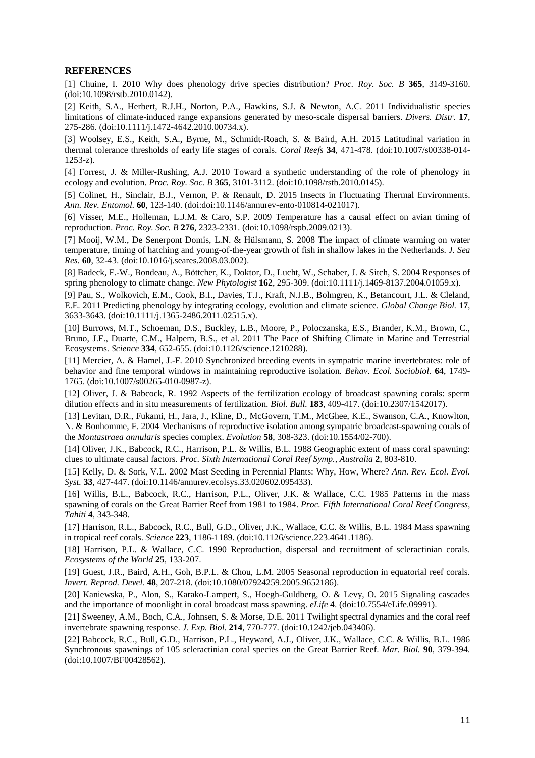## REFERENCES

[1] Chuine, I. 2010 Why does phenology drive species distribution? *Proc. Roy. Soc. B* **365**, 3149-3160. (doi:10.1098/rstb.2010.0142).

[2] Keith, S.A., Herbert, R.J.H., Norton, P.A., Hawkins, S.J. & Newton, A.C. 2011 Individualistic species limitations of climate-induced range expansions generated by meso-scale dispersal barriers. *Divers. Distr.* **17**, 275-286. (doi:10.1111/j.1472-4642.2010.00734.x).

[3] Woolsey, E.S., Keith, S.A., Byrne, M., Schmidt-Roach, S. & Baird, A.H. 2015 Latitudinal variation in thermal tolerance thresholds of early life stages of corals. *Coral Reefs* **34**, 471-478. (doi:10.1007/s00338-014-1253-z).

[4] Forrest, J. & Miller-Rushing, A.J. 2010 Toward a synthetic understanding of the role of phenology in ecology and evolution. *Proc. Roy. Soc. B* **365**, 3101-3112. (doi:10.1098/rstb.2010.0145).

[5] Colinet, H., Sinclair, B.J., Vernon, P. & Renault, D. 2015 Insects in Fluctuating Thermal Environments. *Ann. Rev. Entomol.* **60**, 123-140. (doi:doi:10.1146/annurev-ento-010814-021017).

[6] Visser, M.E., Holleman, L.J.M. & Caro, S.P. 2009 Temperature has a causal effect on avian timing of reproduction. *Proc. Roy. Soc. B* **276**, 2323-2331. (doi:10.1098/rspb.2009.0213).

[7] Mooij, W.M., De Senerpont Domis, L.N. & Hülsmann, S. 2008 The impact of climate warming on water temperature, timing of hatching and young-of-the-year growth of fish in shallow lakes in the Netherlands. *J. Sea Res.* **60**, 32-43. (doi:10.1016/j.seares.2008.03.002).

[8] Badeck, F.-W., Bondeau, A., Böttcher, K., Doktor, D., Lucht, W., Schaber, J. & Sitch, S. 2004 Responses of spring phenology to climate change. *New Phytologist* **162**, 295-309. (doi:10.1111/j.1469-8137.2004.01059.x).

[9] Pau, S., Wolkovich, E.M., Cook, B.I., Davies, T.J., Kraft, N.J.B., Bolmgren, K., Betancourt, J.L. & Cleland, E.E. 2011 Predicting phenology by integrating ecology, evolution and climate science. *Global Change Biol.* **17**, 3633-3643. (doi:10.1111/j.1365-2486.2011.02515.x).

[10] Burrows, M.T., Schoeman, D.S., Buckley, L.B., Moore, P., Poloczanska, E.S., Brander, K.M., Brown, C., Bruno, J.F., Duarte, C.M., Halpern, B.S., et al. 2011 The Pace of Shifting Climate in Marine and Terrestrial Ecosystems. *Science* **334**, 652-655. (doi:10.1126/science.1210288).

[11] Mercier, A. & Hamel, J.-F. 2010 Synchronized breeding events in sympatric marine invertebrates: role of behavior and fine temporal windows in maintaining reproductive isolation. *Behav. Ecol. Sociobiol.* **64**, 1749-1765. (doi:10.1007/s00265-010-0987-z).

[12] Oliver, J. & Babcock, R. 1992 Aspects of the fertilization ecology of broadcast spawning corals: sperm dilution effects and in situ measurements of fertilization. *Biol. Bull.* **183**, 409-417. (doi:10.2307/1542017).

[13] Levitan, D.R., Fukami, H., Jara, J., Kline, D., McGovern, T.M., McGhee, K.E., Swanson, C.A., Knowlton, N. & Bonhomme, F. 2004 Mechanisms of reproductive isolation among sympatric broadcast-spawning corals of the *Montastraea annularis* species complex. *Evolution* **58**, 308-323. (doi:10.1554/02-700).

[14] Oliver, J.K., Babcock, R.C., Harrison, P.L. & Willis, B.L. 1988 Geographic extent of mass coral spawning: clues to ultimate causal factors. *Proc. Sixth International Coral Reef Symp., Australia* **2**, 803-810.

[15] Kelly, D. & Sork, V.L. 2002 Mast Seeding in Perennial Plants: Why, How, Where? *Ann. Rev. Ecol. Evol. Syst.* **33**, 427-447. (doi:10.1146/annurev.ecolsys.33.020602.095433).

[16] Willis, B.L., Babcock, R.C., Harrison, P.L., Oliver, J.K. & Wallace, C.C. 1985 Patterns in the mass spawning of corals on the Great Barrier Reef from 1981 to 1984. *Proc. Fifth International Coral Reef Congress, Tahiti* **4**, 343-348.

[17] Harrison, R.L., Babcock, R.C., Bull, G.D., Oliver, J.K., Wallace, C.C. & Willis, B.L. 1984 Mass spawning in tropical reef corals. *Science* **223**, 1186-1189. (doi:10.1126/science.223.4641.1186).

[18] Harrison, P.L. & Wallace, C.C. 1990 Reproduction, dispersal and recruitment of scleractinian corals. *Ecosystems of the World* **25**, 133-207.

[19] Guest, J.R., Baird, A.H., Goh, B.P.L. & Chou, L.M. 2005 Seasonal reproduction in equatorial reef corals. *Invert. Reprod. Devel.* **48**, 207-218. (doi:10.1080/07924259.2005.9652186).

[20] Kaniewska, P., Alon, S., Karako-Lampert, S., Hoegh-Guldberg, O. & Levy, O. 2015 Signaling cascades and the importance of moonlight in coral broadcast mass spawning. *eLife* **4**. (doi:10.7554/eLife.09991).

[21] Sweeney, A.M., Boch, C.A., Johnsen, S. & Morse, D.E. 2011 Twilight spectral dynamics and the coral reef invertebrate spawning response. *J. Exp. Biol.* **214**, 770-777. (doi:10.1242/jeb.043406).

[22] Babcock, R.C., Bull, G.D., Harrison, P.L., Heyward, A.J., Oliver, J.K., Wallace, C.C. & Willis, B.L. 1986 Synchronous spawnings of 105 scleractinian coral species on the Great Barrier Reef. *Mar. Biol.* **90**, 379-394. (doi:10.1007/BF00428562).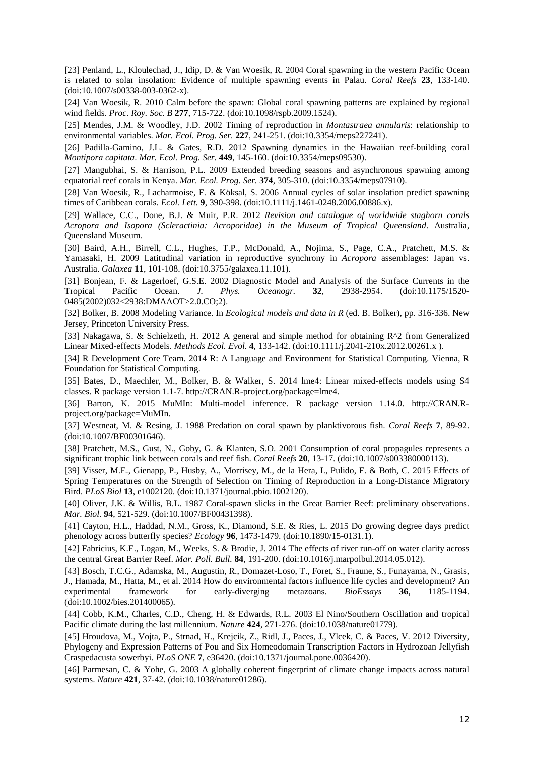[23] Penland, L., Kloulechad, J., Idip, D. & Van Woesik, R. 2004 Coral spawning in the western Pacific Ocean is related to solar insolation: Evidence of multiple spawning events in Palau. *Coral Reefs* **23**, 133-140. (doi:10.1007/s00338-003-0362-x).

[24] Van Woesik, R. 2010 Calm before the spawn: Global coral spawning patterns are explained by regional wind fields. *Proc. Roy. Soc. B* **277**, 715-722. (doi:10.1098/rspb.2009.1524).

[25] Mendes, J.M. & Woodley, J.D. 2002 Timing of reproduction in *Montastraea annularis*: relationship to environmental variables. *Mar. Ecol. Prog. Ser.* **227**, 241-251. (doi:10.3354/meps227241).

[26] Padilla-Gamino, J.L. & Gates, R.D. 2012 Spawning dynamics in the Hawaiian reef-building coral *Montipora capitata*. *Mar. Ecol. Prog. Ser.* **449**, 145-160. (doi:10.3354/meps09530).

[27] Mangubhai, S. & Harrison, P.L. 2009 Extended breeding seasons and asynchronous spawning among equatorial reef corals in Kenya. *Mar. Ecol. Prog. Ser.* **374**, 305-310. (doi:10.3354/meps07910).

[28] Van Woesik, R., Lacharmoise, F. & Köksal, S. 2006 Annual cycles of solar insolation predict spawning times of Caribbean corals. *Ecol. Lett.* **9**, 390-398. (doi:10.1111/j.1461-0248.2006.00886.x).

[29] Wallace, C.C., Done, B.J. & Muir, P.R. 2012 *Revision and catalogue of worldwide staghorn corals Acropora and Isopora (Scleractinia: Acroporidae) in the Museum of Tropical Queensland*. Australia, Queensland Museum.

[30] Baird, A.H., Birrell, C.L., Hughes, T.P., McDonald, A., Nojima, S., Page, C.A., Pratchett, M.S. & Yamasaki, H. 2009 Latitudinal variation in reproductive synchrony in *Acropora* assemblages: Japan vs. Australia. *Galaxea* **11**, 101-108. (doi:10.3755/galaxea.11.101).

[31] Bonjean, F. & Lagerloef, G.S.E. 2002 Diagnostic Model and Analysis of the Surface Currents in the Tropical Pacific Ocean. *J. Phys. Oceanogr.* **32**, 2938-2954. (doi:10.1175/1520-0485(2002)032<2938:DMAAOT>2.0.CO;2).

[32] Bolker, B. 2008 Modeling Variance. In *Ecological models and data in R* (ed. B. Bolker), pp. 316-336. New Jersey, Princeton University Press.

[33] Nakagawa, S. & Schielzeth, H. 2012 A general and simple method for obtaining R^2 from Generalized Linear Mixed-effects Models. *Methods Ecol. Evol.* **4**, 133-142. (doi:10.1111/j.2041-210x.2012.00261.x ).

[34] R Development Core Team. 2014 R: A Language and Environment for Statistical Computing. Vienna, R Foundation for Statistical Computing.

[35] Bates, D., Maechler, M., Bolker, B. & Walker, S. 2014 lme4: Linear mixed-effects models using S4 classes. R package version 1.1-7. http://CRAN.R-project.org/package=lme4.

[36] Barton, K. 2015 MuMIn: Multi-model inference. R package version 1.14.0. http://CRAN.R-project.org/package=MuMIn.

[37] Westneat, M. & Resing, J. 1988 Predation on coral spawn by planktivorous fish. *Coral Reefs* **7**, 89-92. (doi:10.1007/BF00301646).

[38] Pratchett, M.S., Gust, N., Goby, G. & Klanten, S.O. 2001 Consumption of coral propagules represents a significant trophic link between corals and reef fish. *Coral Reefs* **20**, 13-17. (doi:10.1007/s003380000113).

[39] Visser, M.E., Gienapp, P., Husby, A., Morrisey, M., de la Hera, I., Pulido, F. & Both, C. 2015 Effects of Spring Temperatures on the Strength of Selection on Timing of Reproduction in a Long-Distance Migratory Bird. *PLoS Biol* **13**, e1002120. (doi:10.1371/journal.pbio.1002120).

[40] Oliver, J.K. & Willis, B.L. 1987 Coral-spawn slicks in the Great Barrier Reef: preliminary observations. *Mar. Biol.* **94**, 521-529. (doi:10.1007/BF00431398).

[41] Cayton, H.L., Haddad, N.M., Gross, K., Diamond, S.E. & Ries, L. 2015 Do growing degree days predict phenology across butterfly species? *Ecology* **96**, 1473-1479. (doi:10.1890/15-0131.1).

[42] Fabricius, K.E., Logan, M., Weeks, S. & Brodie, J. 2014 The effects of river run-off on water clarity across the central Great Barrier Reef. *Mar. Poll. Bull.* **84**, 191-200. (doi:10.1016/j.marpolbul.2014.05.012).

[43] Bosch, T.C.G., Adamska, M., Augustin, R., Domazet-Loso, T., Foret, S., Fraune, S., Funayama, N., Grasis, J., Hamada, M., Hatta, M., et al. 2014 How do environmental factors influence life cycles and development? An experimental framework for early-diverging metazoans. *BioEssays* **36**, 1185-1194. (doi:10.1002/bies.201400065).

[44] Cobb, K.M., Charles, C.D., Cheng, H. & Edwards, R.L. 2003 El Nino/Southern Oscillation and tropical Pacific climate during the last millennium. *Nature* **424**, 271-276. (doi:10.1038/nature01779).

[45] Hroudova, M., Vojta, P., Strnad, H., Krejcik, Z., Ridl, J., Paces, J., Vlcek, C. & Paces, V. 2012 Diversity, Phylogeny and Expression Patterns of Pou and Six Homeodomain Transcription Factors in Hydrozoan Jellyfish Craspedacusta sowerbyi. *PLoS ONE* **7**, e36420. (doi:10.1371/journal.pone.0036420).

[46] Parmesan, C. & Yohe, G. 2003 A globally coherent fingerprint of climate change impacts across natural systems. *Nature* **421**, 37-42. (doi:10.1038/nature01286).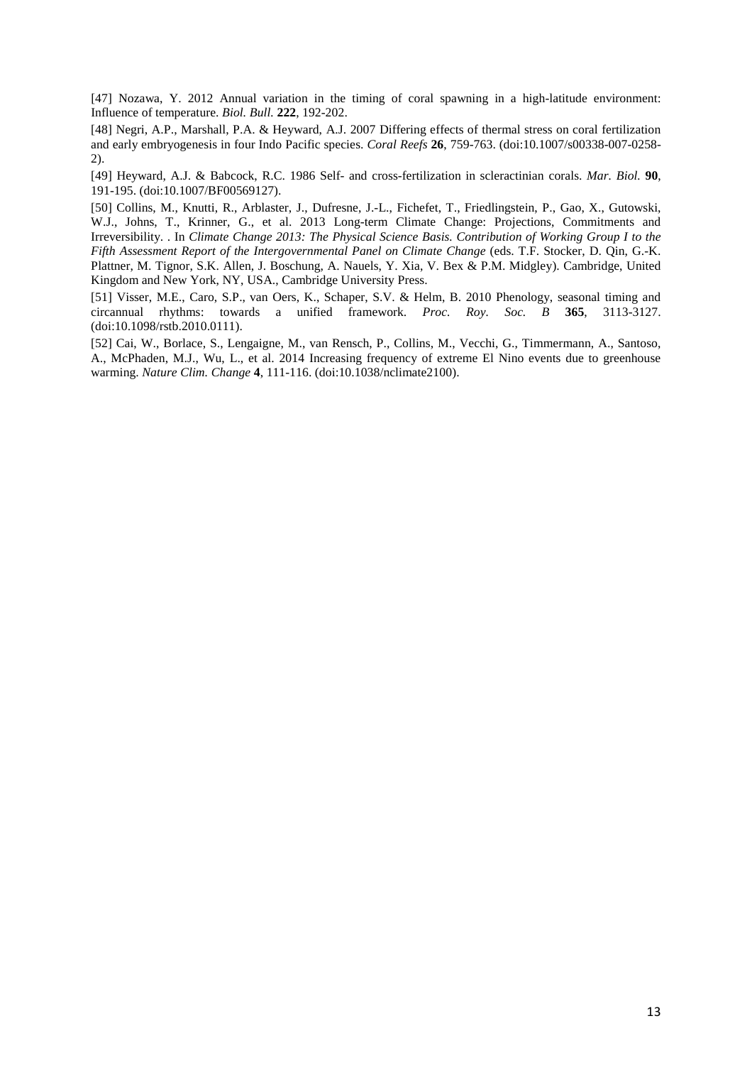[47] Nozawa, Y. 2012 Annual variation in the timing of coral spawning in a high-latitude environment: Influence of temperature. *Biol. Bull.* **222**, 192-202.

[48] Negri, A.P., Marshall, P.A. & Heyward, A.J. 2007 Differing effects of thermal stress on coral fertilization and early embryogenesis in four Indo Pacific species. *Coral Reefs* **26**, 759-763. (doi:10.1007/s00338-007-0258-2).

[49] Heyward, A.J. & Babcock, R.C. 1986 Self- and cross-fertilization in scleractinian corals. *Mar. Biol.* **90**, 191-195. (doi:10.1007/BF00569127).

[50] Collins, M., Knutti, R., Arblaster, J., Dufresne, J.-L., Fichefet, T., Friedlingstein, P., Gao, X., Gutowski, W.J., Johns, T., Krinner, G., et al. 2013 Long-term Climate Change: Projections, Commitments and Irreversibility. . In *Climate Change 2013: The Physical Science Basis. Contribution of Working Group I to the Fifth Assessment Report of the Intergovernmental Panel on Climate Change* (eds. T.F. Stocker, D. Qin, G.-K. Plattner, M. Tignor, S.K. Allen, J. Boschung, A. Nauels, Y. Xia, V. Bex & P.M. Midgley). Cambridge, United Kingdom and New York, NY, USA., Cambridge University Press.

[51] Visser, M.E., Caro, S.P., van Oers, K., Schaper, S.V. & Helm, B. 2010 Phenology, seasonal timing and circannual rhythms: towards a unified framework. *Proc. Roy. Soc. B* **365**, 3113-3127. (doi:10.1098/rstb.2010.0111).

[52] Cai, W., Borlace, S., Lengaigne, M., van Rensch, P., Collins, M., Vecchi, G., Timmermann, A., Santoso, A., McPhaden, M.J., Wu, L., et al. 2014 Increasing frequency of extreme El Nino events due to greenhouse warming. *Nature Clim. Change* **4**, 111-116. (doi:10.1038/nclimate2100).